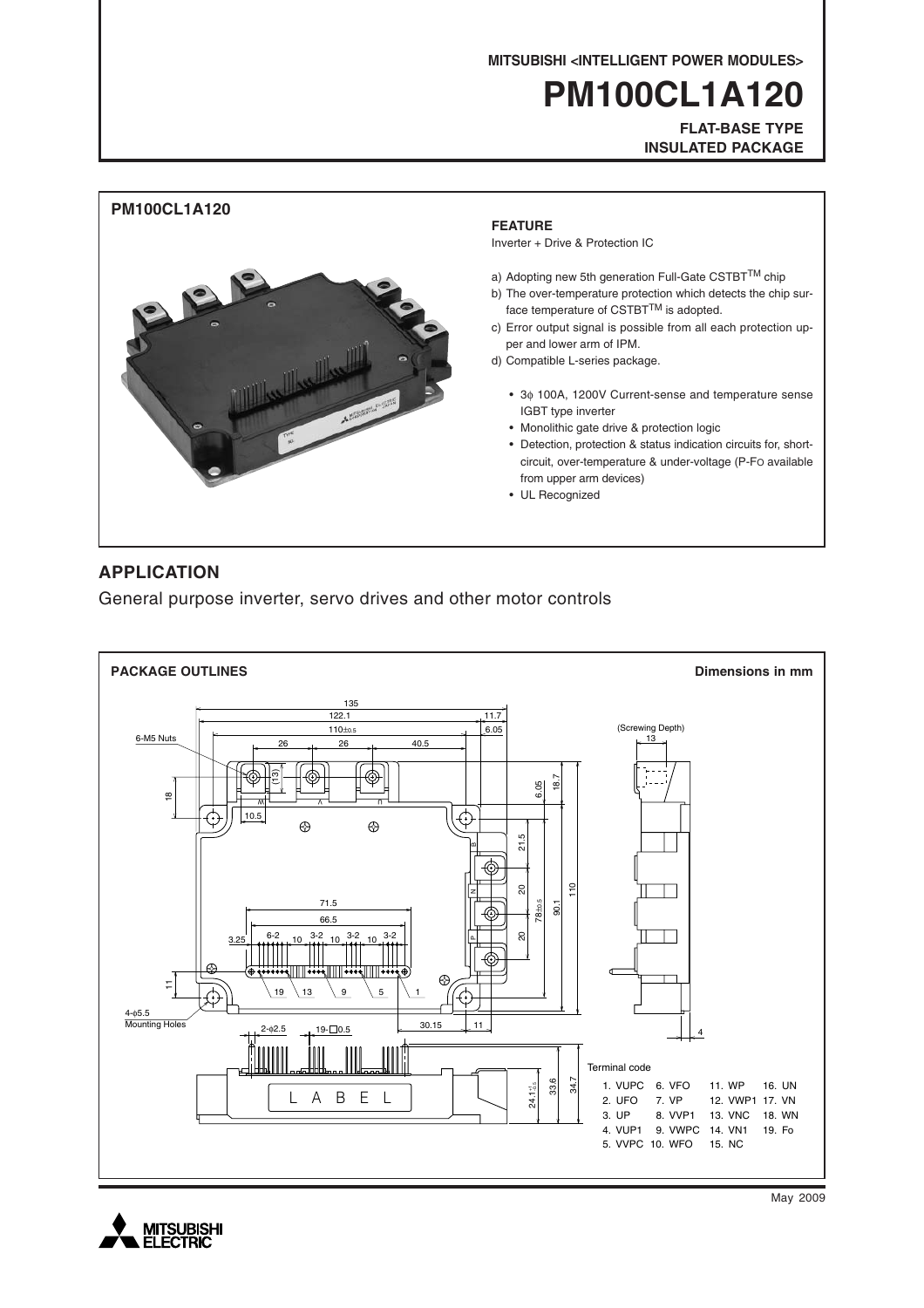MITSUBISHI <INTELLIGENT POWER MODULES>

# PM100CL1A120

**FLAT-BASE TYPE**
**INSULATED PACKAGE**

## PM100CL1A120

### FEATURE

Inverter + Drive & Protection IC

a) Adopting new 5th generation Full-Gate CSTBT™ chip
b) The over-temperature protection which detects the chip surface temperature of CSTBT™ is adopted.
c) Error output signal is possible from all each protection upper and lower arm of IPM.
d) Compatible L-series package.

- 3φ 100A, 1200V Current-sense and temperature sense IGBT type inverter
- Monolithic gate drive & protection logic
- Detection, protection & status indication circuits for, short-circuit, over-temperature & under-voltage (P-FO available from upper arm devices)
- UL Recognized

## APPLICATION

General purpose inverter, servo drives and other motor controls

### PACKAGE OUTLINES

Dimensions in mm

Terminal code

| | | | |
|---|---|---|---|
| 1. VUPC | 6. VFO | 11. WP | 16. UN |
| 2. UFO | 7. VP | 12. VWP1 | 17. VN |
| 3. UP | 8. VVP1 | 13. VNC | 18. WN |
| 4. VUP1 | 9. VWPC | 14. VN1 | 19. Fo |
| 5. VVPC | 10. WFO | 15. NC | |

May 2009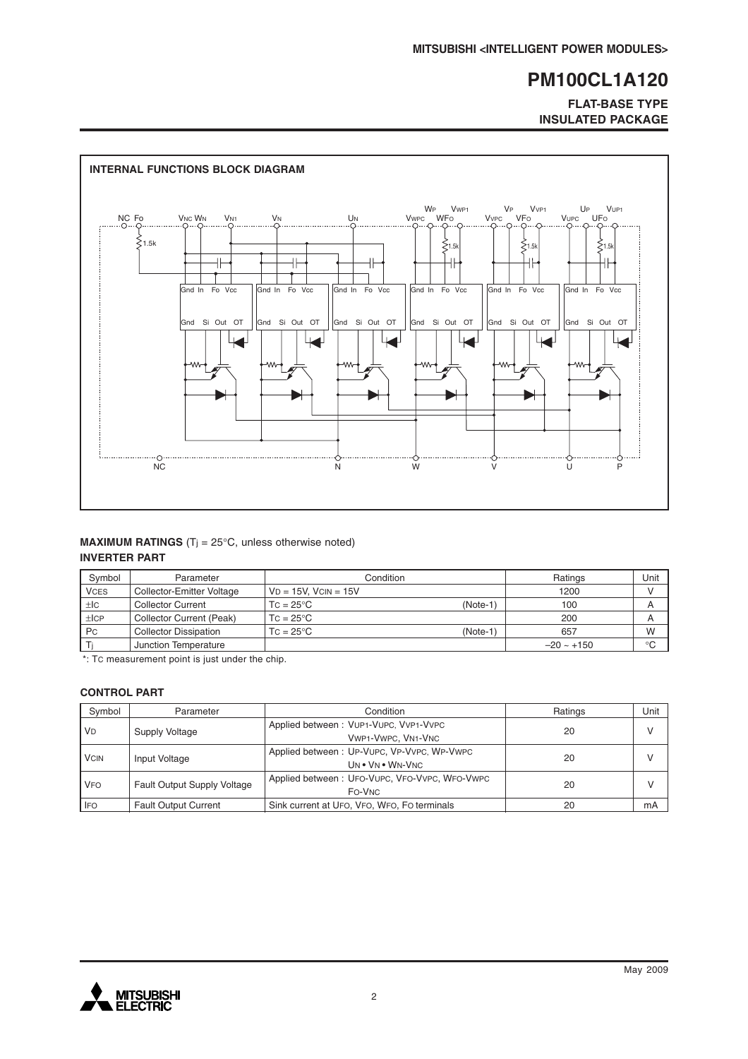## INTERNAL FUNCTIONS BLOCK DIAGRAM

### MAXIMUM RATINGS ($T_j$ = 25°C, unless otherwise noted)

### INVERTER PART

| Symbol | Parameter | Condition | | Ratings | Unit |
|---|---|---|---|---|---|
| $V_{CES}$ | Collector-Emitter Voltage | $V_D$ = 15V, $V_{CIN}$ = 15V | | 1200 | V |
| $\pm I_C$ | Collector Current | $T_C$ = 25°C | (Note-1) | 100 | A |
| $\pm I_{CP}$ | Collector Current (Peak) | $T_C$ = 25°C | | 200 | A |
| $P_C$ | Collector Dissipation | $T_C$ = 25°C | (Note-1) | 657 | W |
| $T_j$ | Junction Temperature | | | –20 ~ +150 | °C |

*: $T_C$ measurement point is just under the chip.

### CONTROL PART

| Symbol | Parameter | Condition | Ratings | Unit |
|---|---|---|---|---|
| $V_D$ | Supply Voltage | Applied between : $V_{UP1}$-$V_{UPC}$, $V_{VP1}$-$V_{VPC}$ $V_{WP1}$-$V_{WPC}$, $V_{N1}$-$V_{NC}$ | 20 | V |
| $V_{CIN}$ | Input Voltage | Applied between : $U_P$-$V_{UPC}$, $V_P$-$V_{VPC}$, $W_P$-$V_{WPC}$ $U_N$ • $V_N$ • $W_N$-$V_{NC}$ | 20 | V |
| $V_{FO}$ | Fault Output Supply Voltage | Applied between : $U_{FO}$-$V_{UPC}$, $V_{FO}$-$V_{VPC}$, $W_{FO}$-$V_{WPC}$ $F_O$-$V_{NC}$ | 20 | V |
| $I_{FO}$ | Fault Output Current | Sink current at $U_{FO}$, $V_{FO}$, $W_{FO}$, $F_O$ terminals | 20 | mA |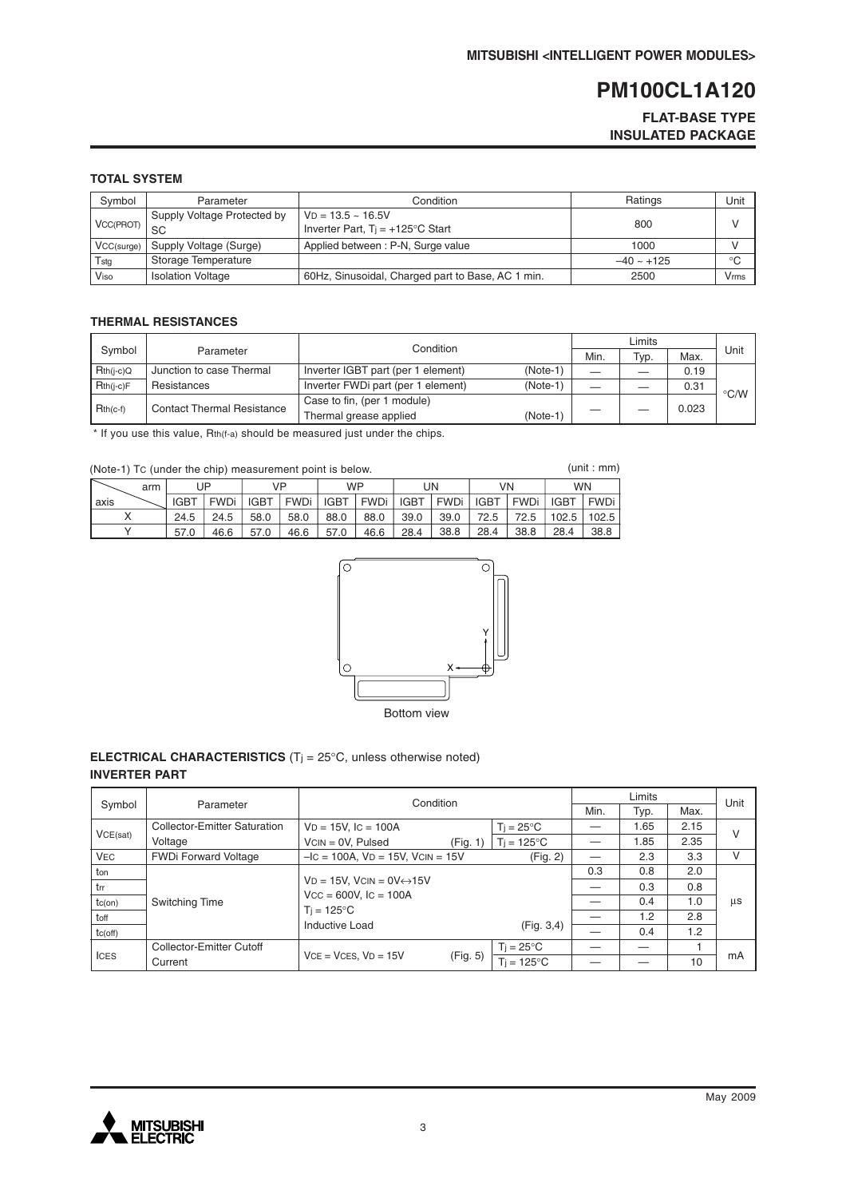MITSUBISHI <INTELLIGENT POWER MODULES>

# PM100CL1A120

**FLAT-BASE TYPE**
**INSULATED PACKAGE**

### TOTAL SYSTEM

| Symbol | Parameter | Condition | Ratings | Unit |
|---|---|---|---|---|
| $V_{CC(PROT)}$ | Supply Voltage Protected by SC | $V_D$ = 13.5 ~ 16.5V<br>Inverter Part, $T_j$ = +125°C Start | 800 | V |
| $V_{CC(surge)}$ | Supply Voltage (Surge) | Applied between : P-N, Surge value | 1000 | V |
| $T_{stg}$ | Storage Temperature | | –40 ~ +125 | °C |
| $V_{iso}$ | Isolation Voltage | 60Hz, Sinusoidal, Charged part to Base, AC 1 min. | 2500 | Vrms |

### THERMAL RESISTANCES

| Symbol | Parameter | Condition | Limits Min. | Limits Typ. | Limits Max. | Unit |
|---|---|---|---|---|---|---|
| $R_{th(j-c)Q}$ | Junction to case Thermal Resistances | Inverter IGBT part (per 1 element) (Note-1) | — | — | 0.19 | °C/W |
| $R_{th(j-c)F}$ | | Inverter FWDi part (per 1 element) (Note-1) | — | — | 0.31 | |
| $R_{th(c-f)}$ | Contact Thermal Resistance | Case to fin, (per 1 module)<br>Thermal grease applied (Note-1) | — | — | 0.023 | |

\* If you use this value, $R_{th(f-a)}$ should be measured just under the chips.

(Note-1) $T_C$ (under the chip) measurement point is below. (unit : mm)

| axis \ arm | UP IGBT | UP FWDi | VP IGBT | VP FWDi | WP IGBT | WP FWDi | UN IGBT | UN FWDi | VN IGBT | VN FWDi | WN IGBT | WN FWDi |
|---|---|---|---|---|---|---|---|---|---|---|---|---|
| X | 24.5 | 24.5 | 58.0 | 58.0 | 88.0 | 88.0 | 39.0 | 39.0 | 72.5 | 72.5 | 102.5 | 102.5 |
| Y | 57.0 | 46.6 | 57.0 | 46.6 | 57.0 | 46.6 | 28.4 | 38.8 | 28.4 | 38.8 | 28.4 | 38.8 |

Bottom view

### ELECTRICAL CHARACTERISTICS ($T_j$ = 25°C, unless otherwise noted)

### INVERTER PART

| Symbol | Parameter | Condition | | Limits Min. | Limits Typ. | Limits Max. | Unit |
|---|---|---|---|---|---|---|---|
| $V_{CE(sat)}$ | Collector-Emitter Saturation Voltage | $V_D$ = 15V, $I_C$ = 100A<br>$V_{CIN}$ = 0V, Pulsed (Fig. 1) | $T_j$ = 25°C | — | 1.65 | 2.15 | V |
| | | | $T_j$ = 125°C | — | 1.85 | 2.35 | |
| $V_{EC}$ | FWDi Forward Voltage | $-I_C$ = 100A, $V_D$ = 15V, $V_{CIN}$ = 15V (Fig. 2) | | — | 2.3 | 3.3 | V |
| $t_{on}$ | Switching Time | $V_D$ = 15V, $V_{CIN}$ = 0V↔15V<br>$V_{CC}$ = 600V, $I_C$ = 100A<br>$T_j$ = 125°C<br>Inductive Load (Fig. 3,4) | | 0.3 | 0.8 | 2.0 | µs |
| $t_{rr}$ | | | | — | 0.3 | 0.8 | |
| $t_{c(on)}$ | | | | — | 0.4 | 1.0 | |
| $t_{off}$ | | | | — | 1.2 | 2.8 | |
| $t_{c(off)}$ | | | | — | 0.4 | 1.2 | |
| $I_{CES}$ | Collector-Emitter Cutoff Current | $V_{CE}$ = $V_{CES}$, $V_D$ = 15V (Fig. 5) | $T_j$ = 25°C | — | — | 1 | mA |
| | | | $T_j$ = 125°C | — | — | 10 | |

May 2009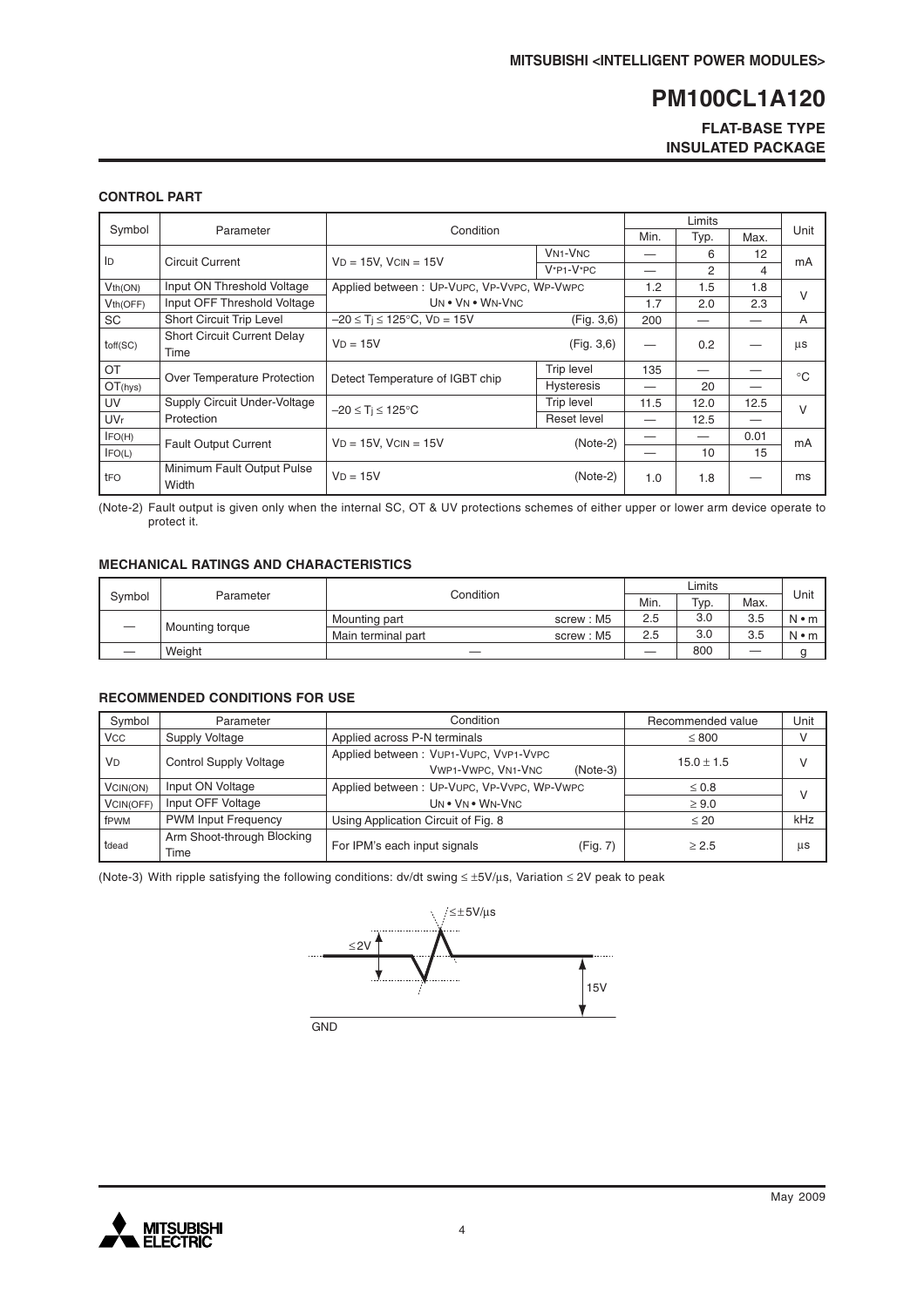## CONTROL PART

| Symbol | Parameter | Condition | | Limits | | | Unit |
|---|---|---|---|---|---|---|---|
| | | | | Min. | Typ. | Max. | |
| $I_D$ | Circuit Current | $V_D = 15V$, $V_{CIN} = 15V$ | $V_{N1}$-$V_{NC}$ | — | 6 | 12 | mA |
| | | | $V_{*P1}$-$V_{*PC}$ | — | 2 | 4 | |
| $V_{th(ON)}$ | Input ON Threshold Voltage | Applied between : $U_P$-$V_{UPC}$, $V_P$-$V_{VPC}$, $W_P$-$V_{WPC}$ | | 1.2 | 1.5 | 1.8 | V |
| $V_{th(OFF)}$ | Input OFF Threshold Voltage | $U_N$ • $V_N$ • $W_N$-$V_{NC}$ | | 1.7 | 2.0 | 2.3 | |
| SC | Short Circuit Trip Level | $-20 \leq T_j \leq 125°C$, $V_D = 15V$ | (Fig. 3,6) | 200 | — | — | A |
| $t_{off(SC)}$ | Short Circuit Current Delay Time | $V_D = 15V$ | (Fig. 3,6) | — | 0.2 | — | µs |
| OT | Over Temperature Protection | Detect Temperature of IGBT chip | Trip level | 135 | — | — | °C |
| $OT_{(hys)}$ | | | Hysteresis | — | 20 | — | |
| UV | Supply Circuit Under-Voltage Protection | $-20 \leq T_j \leq 125°C$ | Trip level | 11.5 | 12.0 | 12.5 | V |
| $UV_r$ | | | Reset level | — | 12.5 | — | |
| $I_{FO(H)}$ | Fault Output Current | $V_D = 15V$, $V_{CIN} = 15V$ | (Note-2) | — | — | 0.01 | mA |
| $I_{FO(L)}$ | | | | — | 10 | 15 | |
| $t_{FO}$ | Minimum Fault Output Pulse Width | $V_D = 15V$ | (Note-2) | 1.0 | 1.8 | — | ms |

(Note-2) Fault output is given only when the internal SC, OT & UV protections schemes of either upper or lower arm device operate to protect it.

## MECHANICAL RATINGS AND CHARACTERISTICS

| Symbol | Parameter | Condition | | Limits | | | Unit |
|---|---|---|---|---|---|---|---|
| | | | | Min. | Typ. | Max. | |
| — | Mounting torque | Mounting part | screw : M5 | 2.5 | 3.0 | 3.5 | N • m |
| | | Main terminal part | screw : M5 | 2.5 | 3.0 | 3.5 | N • m |
| — | Weight | — | | — | 800 | — | g |

## RECOMMENDED CONDITIONS FOR USE

| Symbol | Parameter | Condition | Recommended value | Unit |
|---|---|---|---|---|
| $V_{CC}$ | Supply Voltage | Applied across P-N terminals | ≤ 800 | V |
| $V_D$ | Control Supply Voltage | Applied between : $V_{UP1}$-$V_{UPC}$, $V_{VP1}$-$V_{VPC}$, $V_{WP1}$-$V_{WPC}$, $V_{N1}$-$V_{NC}$ (Note-3) | 15.0 ± 1.5 | V |
| $V_{CIN(ON)}$ | Input ON Voltage | Applied between : $U_P$-$V_{UPC}$, $V_P$-$V_{VPC}$, $W_P$-$V_{WPC}$ | ≤ 0.8 | V |
| $V_{CIN(OFF)}$ | Input OFF Voltage | $U_N$ • $V_N$ • $W_N$-$V_{NC}$ | ≥ 9.0 | |
| $f_{PWM}$ | PWM Input Frequency | Using Application Circuit of Fig. 8 | ≤ 20 | kHz |
| $t_{dead}$ | Arm Shoot-through Blocking Time | For IPM's each input signals (Fig. 7) | ≥ 2.5 | µs |

(Note-3) With ripple satisfying the following conditions: dv/dt swing ≤ ±5V/µs, Variation ≤ 2V peak to peak

≤±5V/µs

≤2V

15V

GND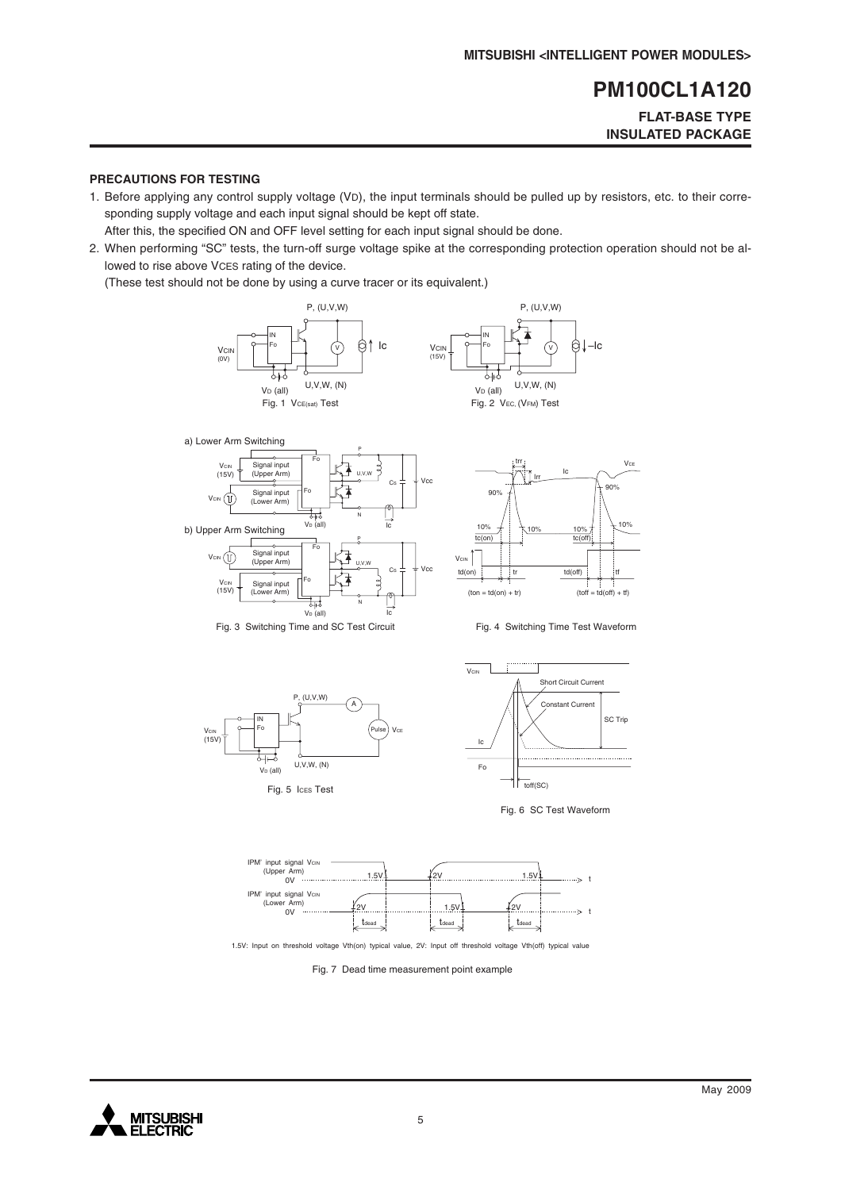## PRECAUTIONS FOR TESTING

1. Before applying any control supply voltage ($V_D$), the input terminals should be pulled up by resistors, etc. to their corresponding supply voltage and each input signal should be kept off state.
   After this, the specified ON and OFF level setting for each input signal should be done.
2. When performing "SC" tests, the turn-off surge voltage spike at the corresponding protection operation should not be allowed to rise above $V_{CES}$ rating of the device.
   (These test should not be done by using a curve tracer or its equivalent.)

Fig. 1 $V_{CE(sat)}$ Test

Fig. 2 $V_{EC}$, ($V_{FM}$) Test

a) Lower Arm Switching

b) Upper Arm Switching

Fig. 3 Switching Time and SC Test Circuit

Fig. 4 Switching Time Test Waveform

($t_{on} = t_{d(on)} + t_r$) ($t_{off} = t_{d(off)} + t_f$)

Fig. 5 $I_{CES}$ Test

Fig. 6 SC Test Waveform

1.5V: Input on threshold voltage Vth(on) typical value, 2V: Input off threshold voltage Vth(off) typical value

Fig. 7 Dead time measurement point example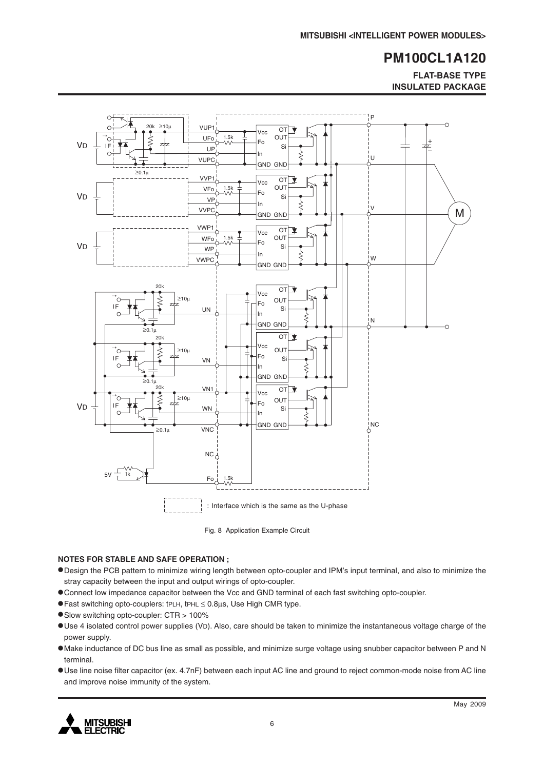Fig. 8 Application Example Circuit

**NOTES FOR STABLE AND SAFE OPERATION ;**

- Design the PCB pattern to minimize wiring length between opto-coupler and IPM's input terminal, and also to minimize the stray capacity between the input and output wirings of opto-coupler.
- Connect low impedance capacitor between the Vcc and GND terminal of each fast switching opto-coupler.
- Fast switching opto-couplers: $t_{PLH}$, $t_{PHL} \leq 0.8\mu s$, Use High CMR type.
- Slow switching opto-coupler: CTR > 100%
- Use 4 isolated control power supplies ($V_D$). Also, care should be taken to minimize the instantaneous voltage charge of the power supply.
- Make inductance of DC bus line as small as possible, and minimize surge voltage using snubber capacitor between P and N terminal.
- Use line noise filter capacitor (ex. 4.7nF) between each input AC line and ground to reject common-mode noise from AC line and improve noise immunity of the system.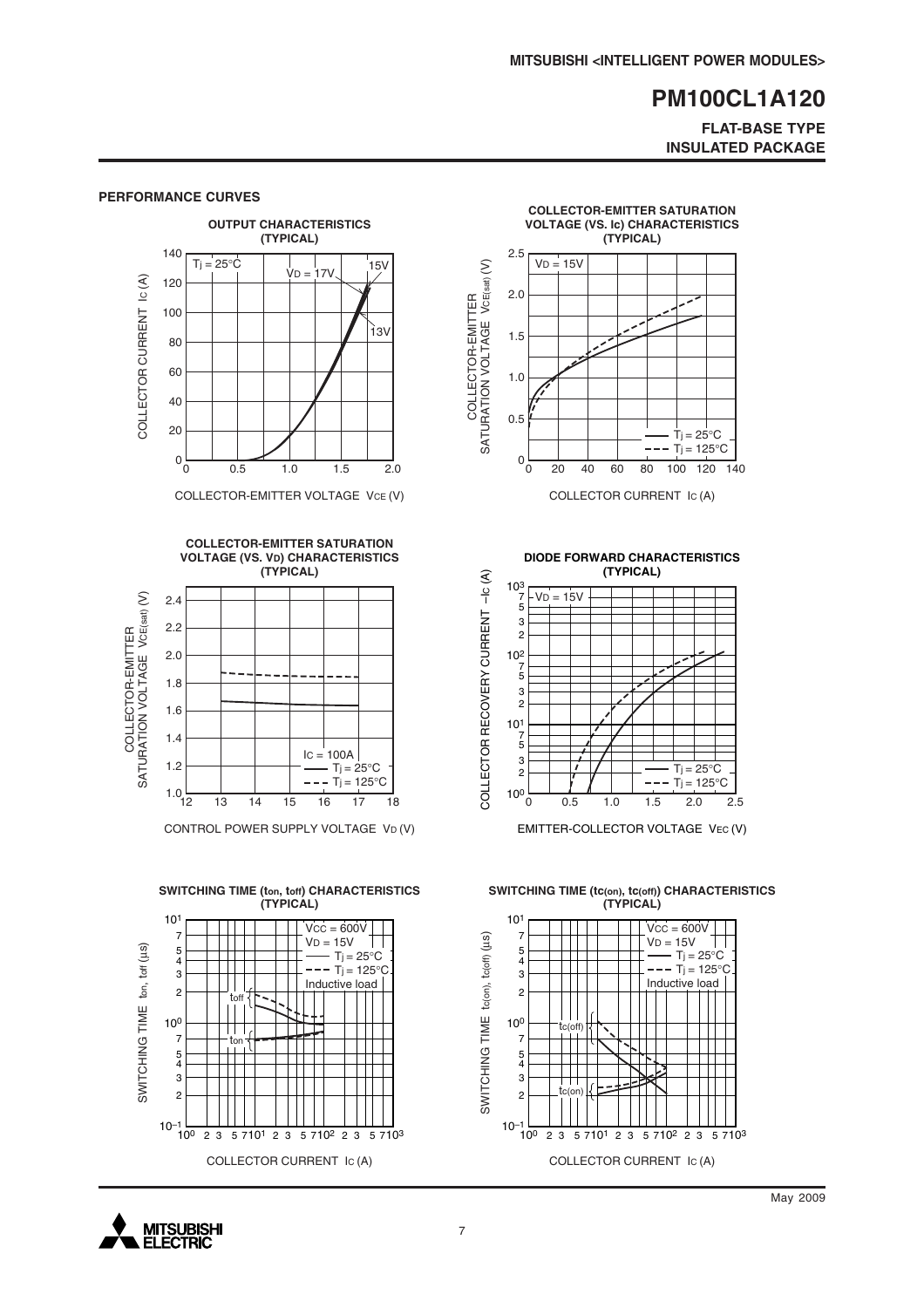## PERFORMANCE CURVES

**OUTPUT CHARACTERISTICS (TYPICAL)**

$T_j = 25°C$, $V_D = 17V$, 15V, 13V

COLLECTOR CURRENT $I_C$ (A) vs. COLLECTOR-EMITTER VOLTAGE $V_{CE}$ (V)

**COLLECTOR-EMITTER SATURATION VOLTAGE (VS. $I_C$) CHARACTERISTICS (TYPICAL)**

$V_D = 15V$

$T_j = 25°C$ (solid), $T_j = 125°C$ (dashed)

COLLECTOR-EMITTER SATURATION VOLTAGE $V_{CE(sat)}$ (V) vs. COLLECTOR CURRENT $I_C$ (A)

**COLLECTOR-EMITTER SATURATION VOLTAGE (VS. $V_D$) CHARACTERISTICS (TYPICAL)**

$I_C = 100A$

$T_j = 25°C$ (solid), $T_j = 125°C$ (dashed)

COLLECTOR-EMITTER SATURATION VOLTAGE $V_{CE(sat)}$ (V) vs. CONTROL POWER SUPPLY VOLTAGE $V_D$ (V)

**DIODE FORWARD CHARACTERISTICS (TYPICAL)**

$V_D = 15V$

$T_j = 25°C$ (solid), $T_j = 125°C$ (dashed)

COLLECTOR RECOVERY CURRENT $-I_C$ (A) vs. EMITTER-COLLECTOR VOLTAGE $V_{EC}$ (V)

**SWITCHING TIME ($t_{on}$, $t_{off}$) CHARACTERISTICS (TYPICAL)**

$V_{CC} = 600V$, $V_D = 15V$

$T_j = 25°C$ (solid), $T_j = 125°C$ (dashed)

Inductive load

SWITCHING TIME $t_{on}$, $t_{off}$ (µs) vs. COLLECTOR CURRENT $I_C$ (A)

**SWITCHING TIME ($t_{c(on)}$, $t_{c(off)}$) CHARACTERISTICS (TYPICAL)**

$V_{CC} = 600V$, $V_D = 15V$

$T_j = 25°C$ (solid), $T_j = 125°C$ (dashed)

Inductive load

SWITCHING TIME $t_{c(on)}$, $t_{c(off)}$ (µs) vs. COLLECTOR CURRENT $I_C$ (A)

May 2009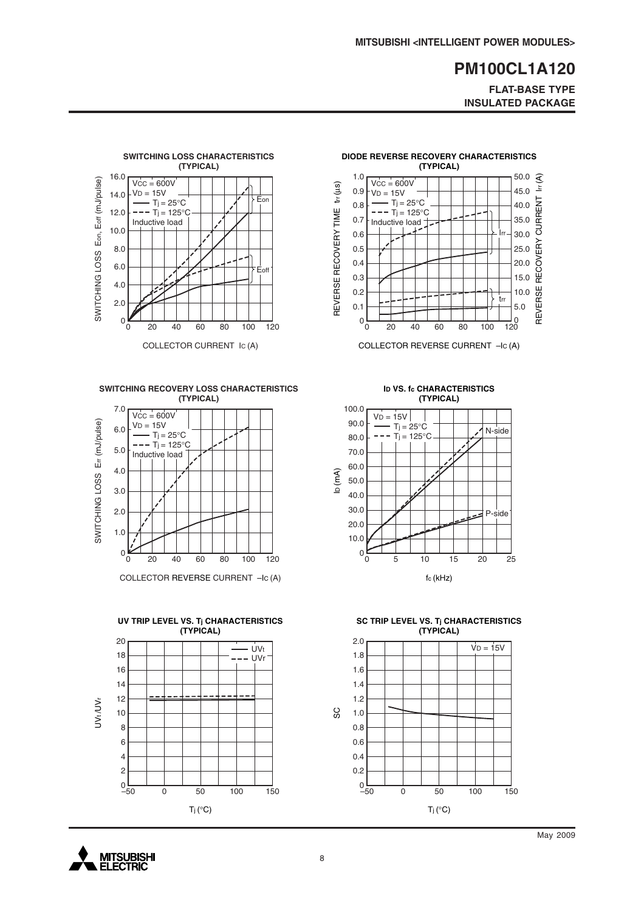# PM100CL1A120

**FLAT-BASE TYPE**
**INSULATED PACKAGE**

**SWITCHING LOSS CHARACTERISTICS (TYPICAL)**

$V_{CC}$ = 600V
$V_D$ = 15V
—— $T_j$ = 25°C
- - - $T_j$ = 125°C
Inductive load

SWITCHING LOSS $E_{on}$, $E_{off}$ (mJ/pulse)

COLLECTOR CURRENT $I_C$ (A)

**DIODE REVERSE RECOVERY CHARACTERISTICS (TYPICAL)**

$V_{CC}$ = 600V
$V_D$ = 15V
—— $T_j$ = 25°C
- - - $T_j$ = 125°C
Inductive load

REVERSE RECOVERY TIME $t_{rr}$ (µs)

REVERSE RECOVERY CURRENT $I_{rr}$ (A)

COLLECTOR REVERSE CURRENT $-I_C$ (A)

**SWITCHING RECOVERY LOSS CHARACTERISTICS (TYPICAL)**

$V_{CC}$ = 600V
$V_D$ = 15V
—— $T_j$ = 25°C
- - - $T_j$ = 125°C
Inductive load

SWITCHING LOSS $E_{rr}$ (mJ/pulse)

COLLECTOR REVERSE CURRENT $-I_C$ (A)

**$I_D$ VS. $f_c$ CHARACTERISTICS (TYPICAL)**

$V_D$ = 15V
—— $T_j$ = 25°C
- - - $T_j$ = 125°C

$I_D$ (mA)

$f_c$ (kHz)

**UV TRIP LEVEL VS. $T_j$ CHARACTERISTICS (TYPICAL)**

—— $UV_t$
- - - $UV_r$

$UV_t$/$UV_r$

$T_j$ (°C)

**SC TRIP LEVEL VS. $T_j$ CHARACTERISTICS (TYPICAL)**

$V_D$ = 15V

SC

$T_j$ (°C)

May 2009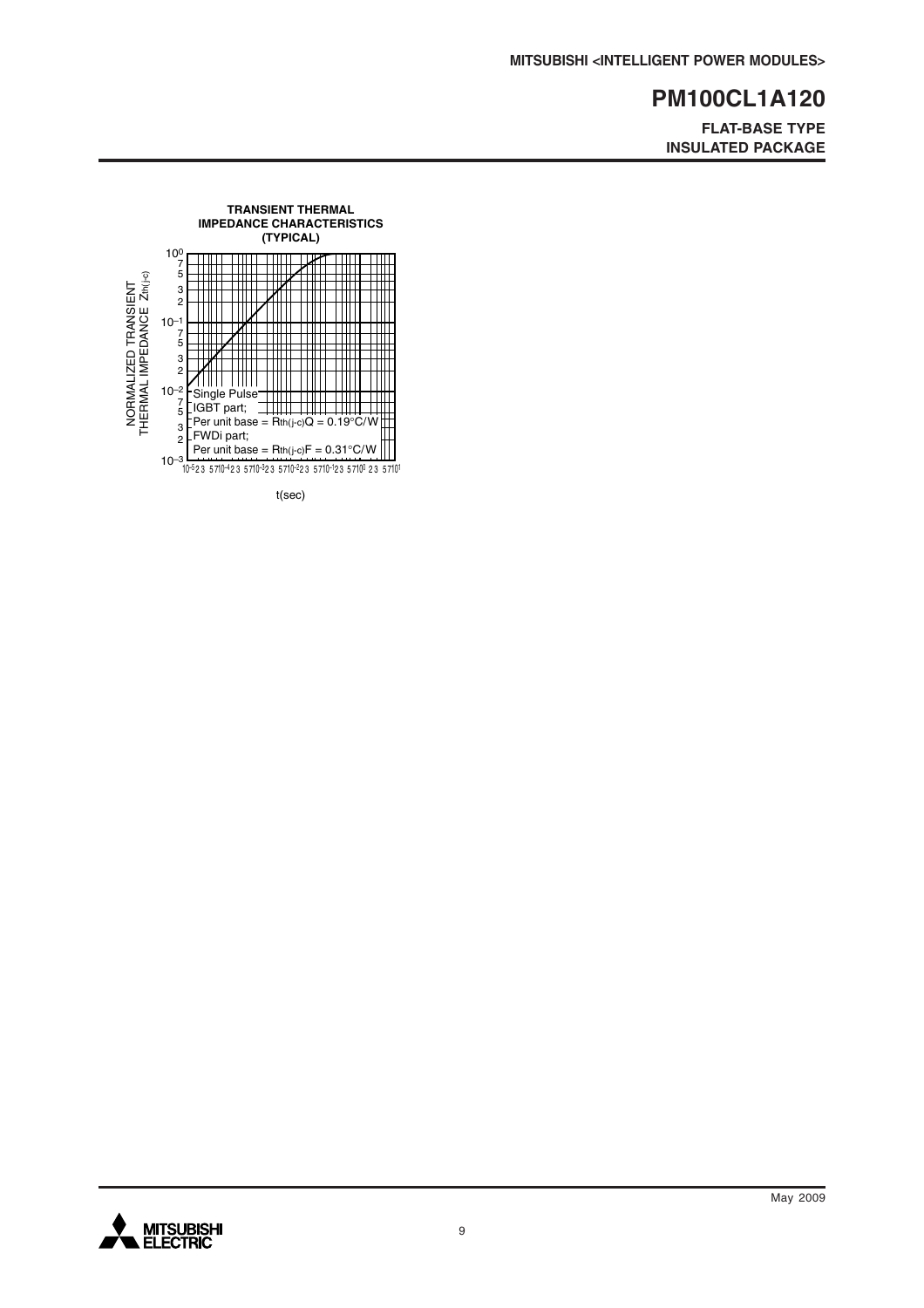# PM100CL1A120

**FLAT-BASE TYPE**
**INSULATED PACKAGE**

**TRANSIENT THERMAL IMPEDANCE CHARACTERISTICS (TYPICAL)**

NORMALIZED TRANSIENT THERMAL IMPEDANCE $Z_{th(j-c)}$

$10^0$ 7 5 3 2 $10^{-1}$ 7 5 3 2 $10^{-2}$ 7 5 3 2 $10^{-3}$

Single Pulse
IGBT part;
Per unit base = $R_{th(j-c)}Q$ = 0.19°C/W
FWDi part;
Per unit base = $R_{th(j-c)}F$ = 0.31°C/W

$10^{-5}$ 2 3 5 7 $10^{-4}$ 2 3 5 7 $10^{-3}$ 2 3 5 7 $10^{-2}$ 2 3 5 7 $10^{-1}$ 2 3 5 7 $10^{0}$ 2 3 5 7 $10^{1}$

t(sec)

May 2009